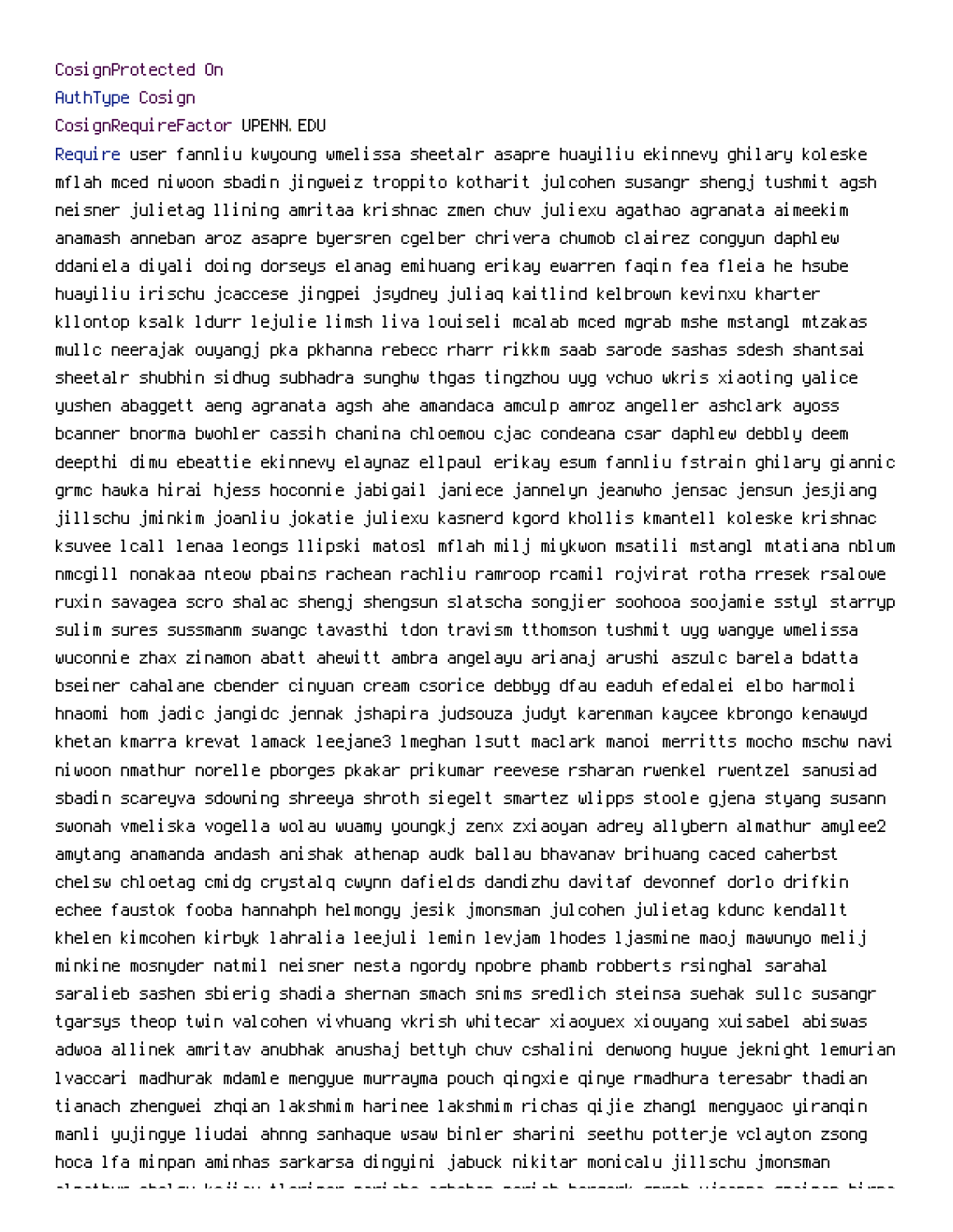```
CosignProtected On
AuthType Cosign
CosignRequireFactor UPENN.EDU
Require user fannliu kwyoung wmelissa sheetalr asapre huayiliu ekinnevy ghilary koleske
mflah mced niwoon sbadin jingweiz troppito kotharit julcohen susangr shengj tushmit agsh
neisner julietag llining amritaa krishnac zmen chuv juliexu agathao agranata aimeekim
anamash anneban aroz asapre byersren cgelber chrivera chumob clairez congyun daphlew
ddaniela diyali doing dorseys elanag emihuang erikay ewarren faqin fea fleia he hsube
huayiliu irischu jcaccese jingpei jsydney juliaq kaitlind kelbrown kevinxu kharter
kllontop ksalk ldurr lejulie limsh liva louiseli mcalab mced mgrab mshe mstangl mtzakas
mullc neerajak ouyangj pka pkhanna rebecc rharr rikkm saab sarode sashas sdesh shantsai
sheetalr shubhin sidhug subhadra sunghw thgas tingzhou uyg vchuo wkris xiaoting yalice
yushen abaggett aeng agranata agsh ahe amandaca amculp amroz angeller ashclark ayoss
bcanner bnorma bwohler cassih chanina chloemou cjac condeana csar daphlew debbly deem
deepthi dimu ebeattie ekinnevy elaynaz ellpaul erikay esum fannliu fstrain ghilary giannic
grmc hawka hirai hjess hoconnie jabigail janiece jannelyn jeanwho jensac jensun jesjiang
jillschu jminkim joanliu jokatie juliexu kasnerd kgord khollis kmantell koleske krishnac
ksuvee lcall lenaa leongs llipski matosl mflah milj miykwon msatili mstangl mtatiana nblum
nmcgill nonakaa nteow pbains rachean rachliu ramroop rcamil rojvirat rotha rresek rsalowe
ruxin savagea scro shalac shengj shengsun slatscha songjier soohooa soojamie sstyl starryp
sulim sures sussmanm swangc tavasthi tdon travism tthomson tushmit uyg wangye wmelissa
wuconnie zhax zinamon abatt ahewitt ambra angelayu arianaj arushi aszulc barela bdatta
bseiner cahalane cbender cinyuan cream csorice debbyg dfau eaduh efedalei elbo harmoli
hnaomi hom jadic jangidc jennak jshapira judsouza judyt karenman kaycee kbrongo kenawyd
khetan kmarra krevat lamack leejane3 lmeghan lsutt maclark manoi merritts mocho mschw navi
niwoon nmathur norelle pborges pkakar prikumar reevese rsharan rwenkel rwentzel sanusiad
sbadin scareyva sdowning shreeya shroth siegelt smartez wlipps stoole gjena styang susann
swonah vmeliska vogella wolau wuamy youngkj zenx zxiaoyan adrey allybern almathur amylee2
amytang anamanda andash anishak athenap audk ballau bhavanav brihuang caced caherbst
chelsw chloetag cmidg crystalq cwynn dafields dandizhu davitaf devonnef dorlo drifkin
echee faustok fooba hannahph helmongy jesik jmonsman julcohen julietag kdunc kendallt
khelen kimcohen kirbyk lahralia leejuli lemin levjam lhodes ljasmine maoj mawunyo melij
minkine mosnyder natmil neisner nesta ngordy npobre phamb robberts rsinghal sarahal
saralieb sashen sbierig shadia shernan smach snims sredlich steinsa suehak sullc susangr
tgarsys theop twin valcohen vivhuang vkrish whitecar xiaoyuex xiouyang xuisabel abiswas
adwoa allinek amritav anubhak anushaj bettyh chuv cshalini denwong huyue jeknight lemurian
lvaccari madhurak mdamle mengyue murrayma pouch qingxie qinye rmadhura teresabr thadian
tianach zhengwei zhqian lakshmim harinee lakshmim richas qijie zhangl mengyaoc yiranqin
manli yujingye liudai ahnng sanhaque wsaw binler sharini seethu potterje vclayton zsong
hoca lfa minpan aminhas sarkarsa dingyini jabuck nikitar monicalu jillschu jmonsman
```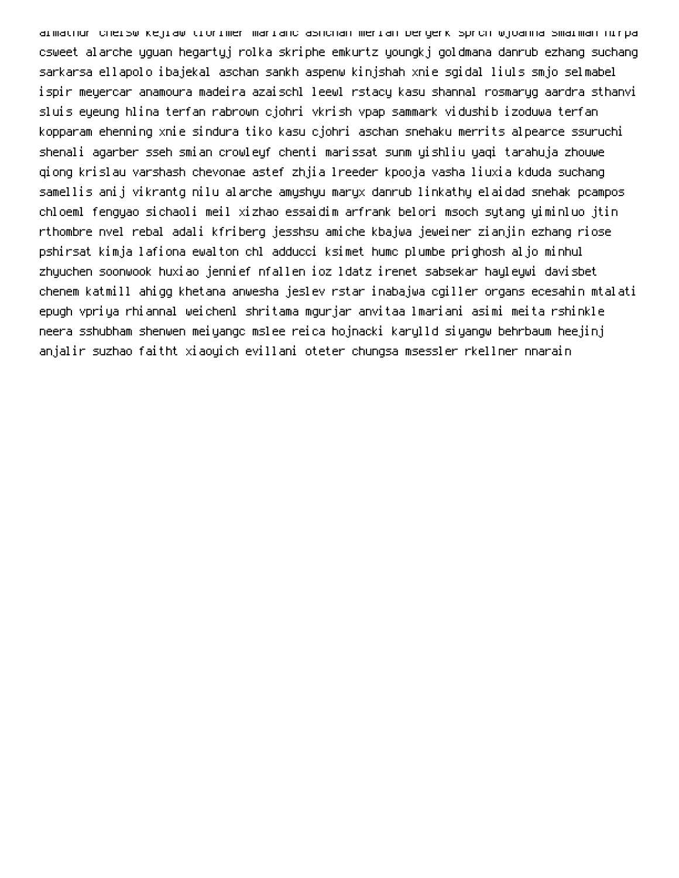aimathur chelsw kejiaw tlorimer marianc ashchan merian bergerk sprch wjoanna smaiman nirpa
csweet alarche yguan hegartyj rolka skriphe emkurtz youngkj goldmana danrub ezhang suchang
sarkarsa ellapolo ibajekal aschan sankh aspenw kinjshah xnie sgidal liuls smjo selmabel
ispir meyercar anamoura madeira azaischl leewl rstacy kasu shannal rosmaryg aardra sthanvi
sluis eyeung hlina terfan rabrown cjohri vkrish vpap sammark vidushib izoduwa terfan
kopparam ehenning xnie sindura tiko kasu cjohri aschan snehaku merrits alpearce ssuruchi
shenali agarber sseh smian crowleyf chenti marissat sunm yishliu yaqi tarahuja zhouwe
qiong krislau varshash chevonae astef zhjia lreeder kpooja vasha liuxia kduda suchang
samellis anij vikrantg nilu alarche amyshyu maryx danrub linkathy elaidad snehak pcampos
chloeml fengyao sichaoli meil xizhao essaidim arfrank belori msoch sytang yiminluo jtin
rthombre nvel rebal adali kfriberg jesshsu amiche kbajwa jeweiner zianjin ezhang riose
pshirsat kimja lafiona ewalton chl adducci ksimet humc plumbe prighosh aljo minhul
zhyuchen soonwook huxiao jennief nfallen ioz ldatz irenet sabsekar hayleywi davisbet
chenem katmill ahigg khetana anwesha jeslev rstar inabajwa cgiller organs ecesahin mtalati
epugh vpriya rhiannal weichenl shritama mgurjar anvitaa lmariani asimi meita rshinkle
neera sshubham shenwen meiyangc mslee reica hojnacki karylld siyangw behrbaum heejinj
anjalir suzhao faitht xiaoyich evillani oteter chungsa msessler rkellner nnarain